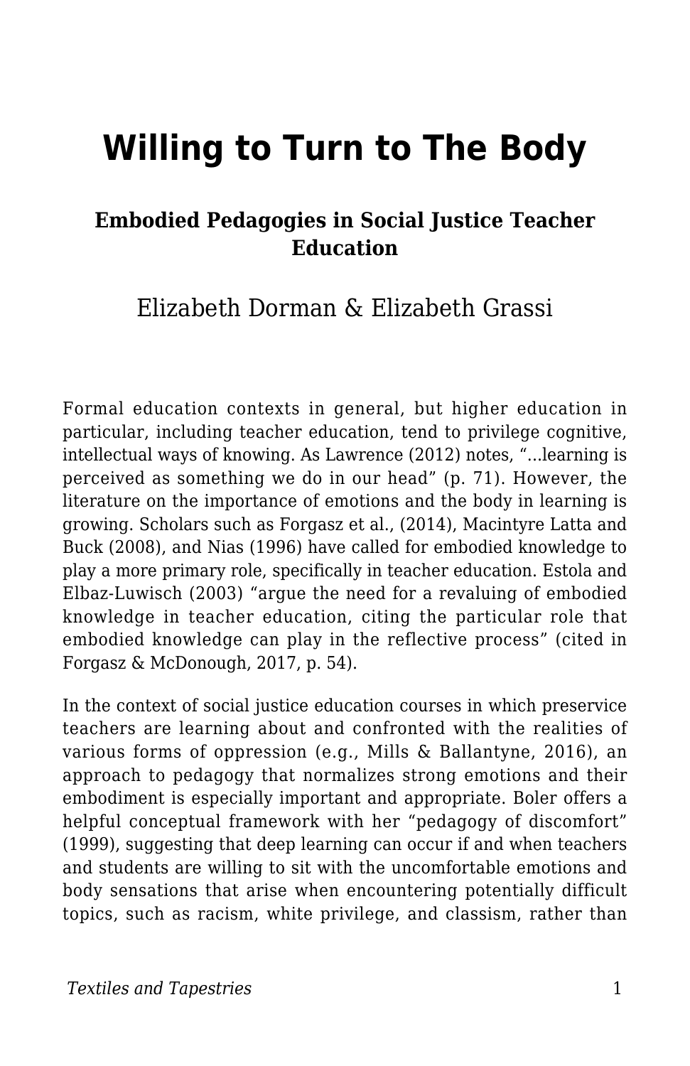# Willing to Turn to The Body

### Embodied Pedagogies in Social Justice Teacher Education

Elizabeth Dorman & Elizabeth Grassi

Formal education contexts in general, but higher education in particular, including teacher education, tend to privilege cognitive, intellectual ways of knowing. As Lawrence (2012) notes, "...learning is perceived as something we do in our head" (p. 71). However, the literature on the importance of emotions and the body in learning is growing. Scholars such as Forgasz et al., (2014), Macintyre Latta and Buck (2008), and Nias (1996) have called for embodied knowledge to play a more primary role, specifically in teacher education. Estola and Elbaz-Luwisch (2003) "argue the need for a revaluing of embodied knowledge in teacher education, citing the particular role that embodied knowledge can play in the reflective process" (cited in Forgasz & McDonough, 2017, p. 54).

In the context of social justice education courses in which preservice teachers are learning about and confronted with the realities of various forms of oppression (e.g., Mills & Ballantyne, 2016), an approach to pedagogy that normalizes strong emotions and their embodiment is especially important and appropriate. Boler offers a helpful conceptual framework with her "pedagogy of discomfort" (1999), suggesting that deep learning can occur if and when teachers and students are willing to sit with the uncomfortable emotions and body sensations that arise when encountering potentially difficult topics, such as racism, white privilege, and classism, rather than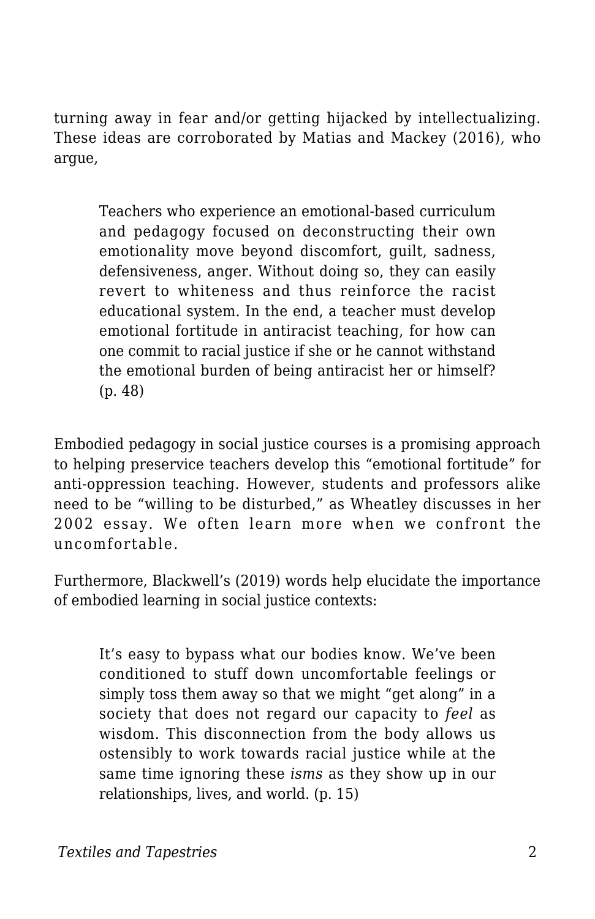turning away in fear and/or getting hijacked by intellectualizing. These ideas are corroborated by Matias and Mackey (2016), who argue,

> Teachers who experience an emotional-based curriculum and pedagogy focused on deconstructing their own emotionality move beyond discomfort, guilt, sadness, defensiveness, anger. Without doing so, they can easily revert to whiteness and thus reinforce the racist educational system. In the end, a teacher must develop emotional fortitude in antiracist teaching, for how can one commit to racial justice if she or he cannot withstand the emotional burden of being antiracist her or himself? (p. 48)

Embodied pedagogy in social justice courses is a promising approach to helping preservice teachers develop this "emotional fortitude" for anti-oppression teaching. However, students and professors alike need to be "willing to be disturbed," as Wheatley discusses in her 2002 essay. We often learn more when we confront the uncomfortable.

Furthermore, Blackwell's (2019) words help elucidate the importance of embodied learning in social justice contexts:

> It's easy to bypass what our bodies know. We've been conditioned to stuff down uncomfortable feelings or simply toss them away so that we might "get along" in a society that does not regard our capacity to *feel* as wisdom. This disconnection from the body allows us ostensibly to work towards racial justice while at the same time ignoring these *isms* as they show up in our relationships, lives, and world. (p. 15)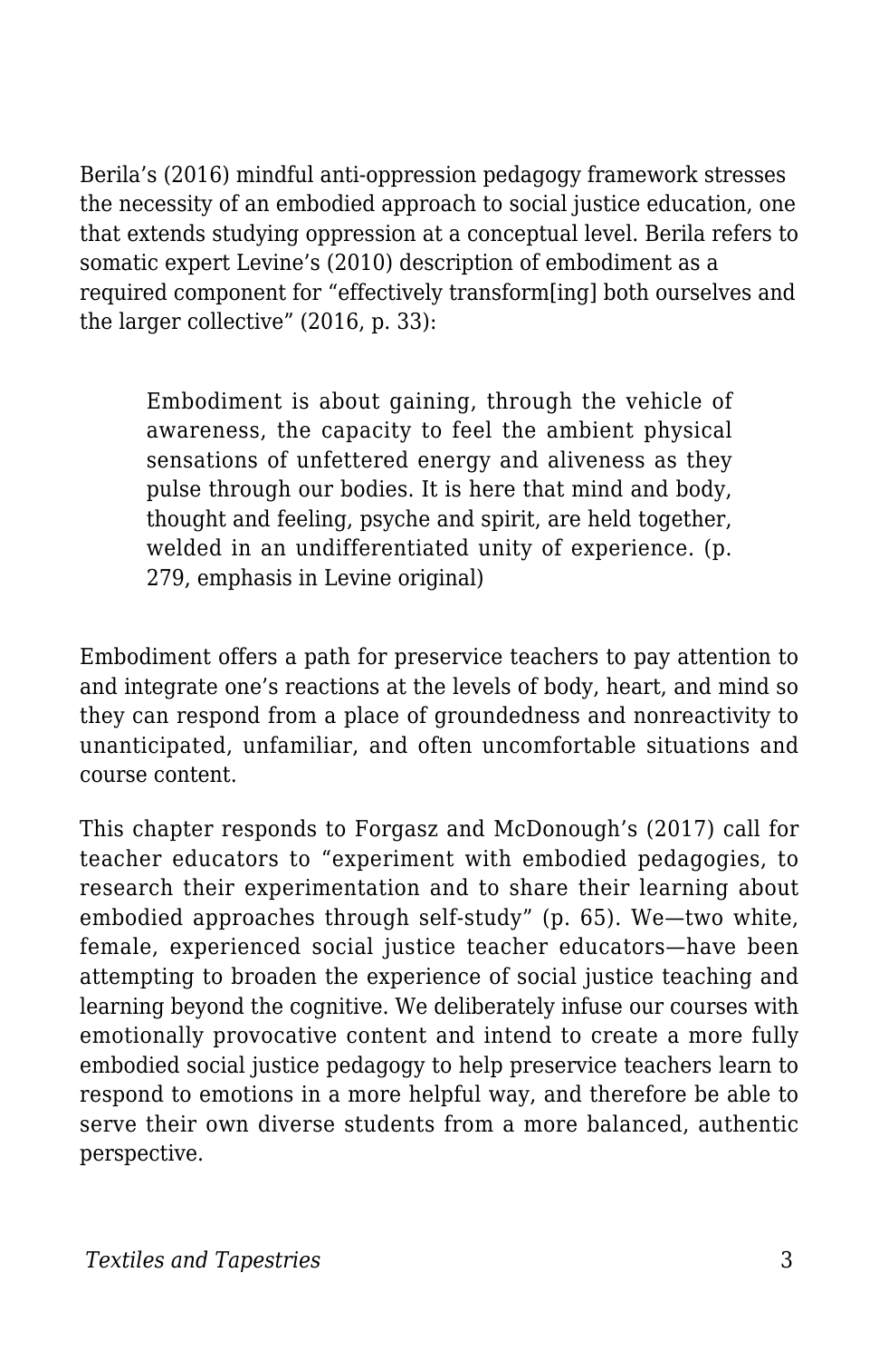Berila's (2016) mindful anti-oppression pedagogy framework stresses the necessity of an embodied approach to social justice education, one that extends studying oppression at a conceptual level. Berila refers to somatic expert Levine's (2010) description of embodiment as a required component for "effectively transform[ing] both ourselves and the larger collective" (2016, p. 33):

> Embodiment is about gaining, through the vehicle of awareness, the capacity to feel the ambient physical sensations of unfettered energy and aliveness as they pulse through our bodies. It is here that mind and body, thought and feeling, psyche and spirit, are held together, welded in an undifferentiated unity of experience. (p. 279, emphasis in Levine original)

Embodiment offers a path for preservice teachers to pay attention to and integrate one's reactions at the levels of body, heart, and mind so they can respond from a place of groundedness and nonreactivity to unanticipated, unfamiliar, and often uncomfortable situations and course content.

This chapter responds to Forgasz and McDonough's (2017) call for teacher educators to "experiment with embodied pedagogies, to research their experimentation and to share their learning about embodied approaches through self-study" (p. 65). We—two white, female, experienced social justice teacher educators—have been attempting to broaden the experience of social justice teaching and learning beyond the cognitive. We deliberately infuse our courses with emotionally provocative content and intend to create a more fully embodied social justice pedagogy to help preservice teachers learn to respond to emotions in a more helpful way, and therefore be able to serve their own diverse students from a more balanced, authentic perspective.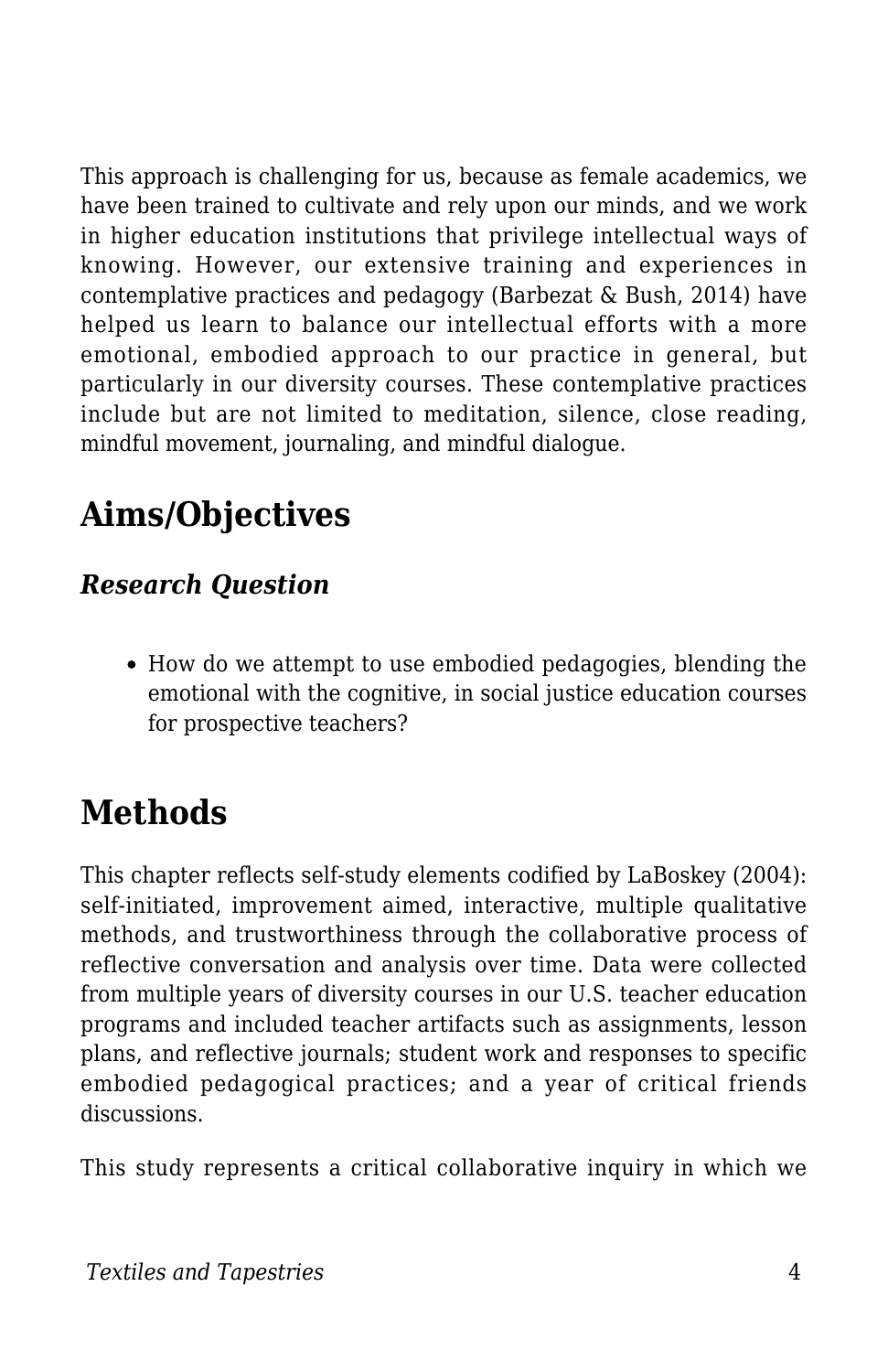This approach is challenging for us, because as female academics, we have been trained to cultivate and rely upon our minds, and we work in higher education institutions that privilege intellectual ways of knowing. However, our extensive training and experiences in contemplative practices and pedagogy (Barbezat & Bush, 2014) have helped us learn to balance our intellectual efforts with a more emotional, embodied approach to our practice in general, but particularly in our diversity courses. These contemplative practices include but are not limited to meditation, silence, close reading, mindful movement, journaling, and mindful dialogue.

## Aims/Objectives

### *Research Question*

- How do we attempt to use embodied pedagogies, blending the emotional with the cognitive, in social justice education courses for prospective teachers?

## Methods

This chapter reflects self-study elements codified by LaBoskey (2004): self-initiated, improvement aimed, interactive, multiple qualitative methods, and trustworthiness through the collaborative process of reflective conversation and analysis over time. Data were collected from multiple years of diversity courses in our U.S. teacher education programs and included teacher artifacts such as assignments, lesson plans, and reflective journals; student work and responses to specific embodied pedagogical practices; and a year of critical friends discussions.

This study represents a critical collaborative inquiry in which we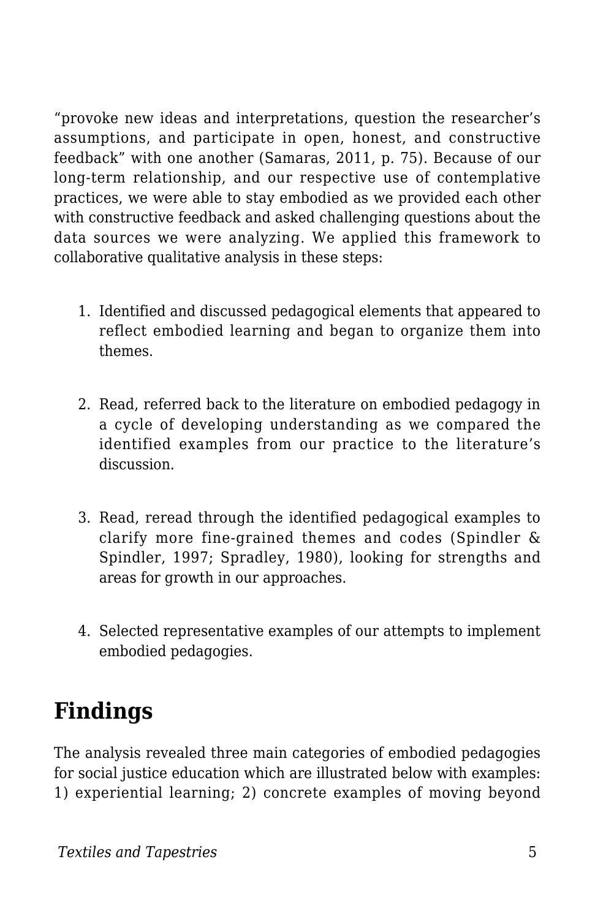"provoke new ideas and interpretations, question the researcher's assumptions, and participate in open, honest, and constructive feedback" with one another (Samaras, 2011, p. 75). Because of our long-term relationship, and our respective use of contemplative practices, we were able to stay embodied as we provided each other with constructive feedback and asked challenging questions about the data sources we were analyzing. We applied this framework to collaborative qualitative analysis in these steps:

1. Identified and discussed pedagogical elements that appeared to reflect embodied learning and began to organize them into themes.
2. Read, referred back to the literature on embodied pedagogy in a cycle of developing understanding as we compared the identified examples from our practice to the literature's discussion.
3. Read, reread through the identified pedagogical examples to clarify more fine-grained themes and codes (Spindler & Spindler, 1997; Spradley, 1980), looking for strengths and areas for growth in our approaches.
4. Selected representative examples of our attempts to implement embodied pedagogies.

## Findings

The analysis revealed three main categories of embodied pedagogies for social justice education which are illustrated below with examples: 1) experiential learning; 2) concrete examples of moving beyond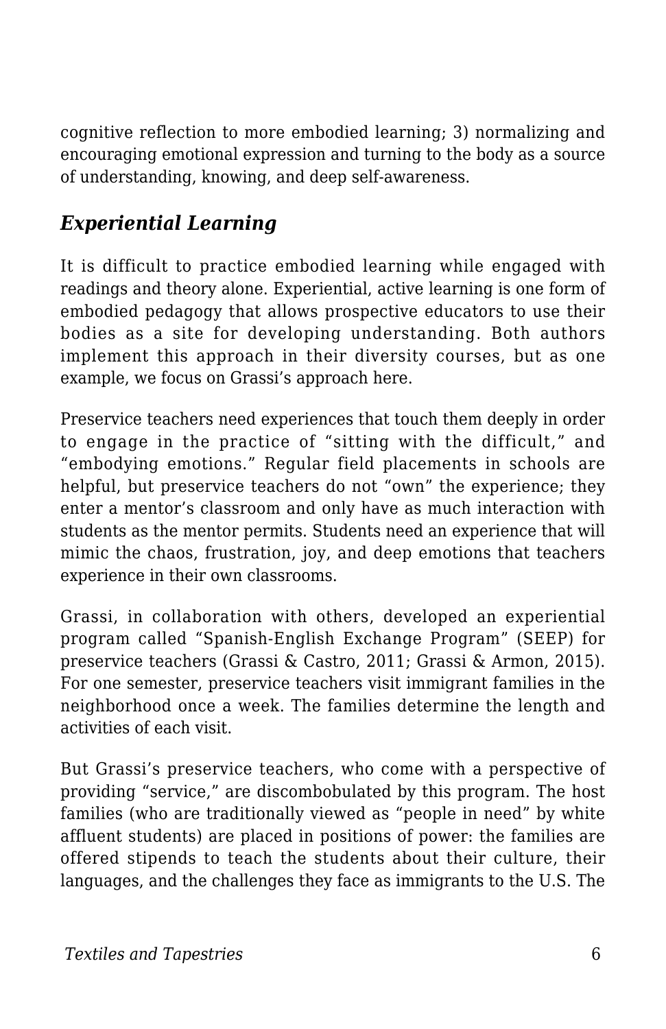cognitive reflection to more embodied learning; 3) normalizing and encouraging emotional expression and turning to the body as a source of understanding, knowing, and deep self-awareness.

### *Experiential Learning*

It is difficult to practice embodied learning while engaged with readings and theory alone. Experiential, active learning is one form of embodied pedagogy that allows prospective educators to use their bodies as a site for developing understanding. Both authors implement this approach in their diversity courses, but as one example, we focus on Grassi's approach here.

Preservice teachers need experiences that touch them deeply in order to engage in the practice of "sitting with the difficult," and "embodying emotions." Regular field placements in schools are helpful, but preservice teachers do not "own" the experience; they enter a mentor's classroom and only have as much interaction with students as the mentor permits. Students need an experience that will mimic the chaos, frustration, joy, and deep emotions that teachers experience in their own classrooms.

Grassi, in collaboration with others, developed an experiential program called "Spanish-English Exchange Program" (SEEP) for preservice teachers (Grassi & Castro, 2011; Grassi & Armon, 2015). For one semester, preservice teachers visit immigrant families in the neighborhood once a week. The families determine the length and activities of each visit.

But Grassi's preservice teachers, who come with a perspective of providing "service," are discombobulated by this program. The host families (who are traditionally viewed as "people in need" by white affluent students) are placed in positions of power: the families are offered stipends to teach the students about their culture, their languages, and the challenges they face as immigrants to the U.S. The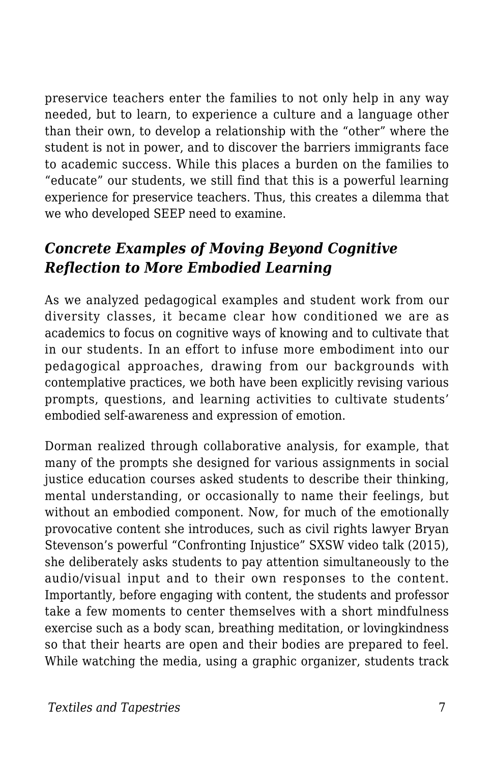preservice teachers enter the families to not only help in any way needed, but to learn, to experience a culture and a language other than their own, to develop a relationship with the "other" where the student is not in power, and to discover the barriers immigrants face to academic success. While this places a burden on the families to "educate" our students, we still find that this is a powerful learning experience for preservice teachers. Thus, this creates a dilemma that we who developed SEEP need to examine.

## *Concrete Examples of Moving Beyond Cognitive Reflection to More Embodied Learning*

As we analyzed pedagogical examples and student work from our diversity classes, it became clear how conditioned we are as academics to focus on cognitive ways of knowing and to cultivate that in our students. In an effort to infuse more embodiment into our pedagogical approaches, drawing from our backgrounds with contemplative practices, we both have been explicitly revising various prompts, questions, and learning activities to cultivate students' embodied self-awareness and expression of emotion.

Dorman realized through collaborative analysis, for example, that many of the prompts she designed for various assignments in social justice education courses asked students to describe their thinking, mental understanding, or occasionally to name their feelings, but without an embodied component. Now, for much of the emotionally provocative content she introduces, such as civil rights lawyer Bryan Stevenson's powerful "Confronting Injustice" SXSW video talk (2015), she deliberately asks students to pay attention simultaneously to the audio/visual input and to their own responses to the content. Importantly, before engaging with content, the students and professor take a few moments to center themselves with a short mindfulness exercise such as a body scan, breathing meditation, or lovingkindness so that their hearts are open and their bodies are prepared to feel. While watching the media, using a graphic organizer, students track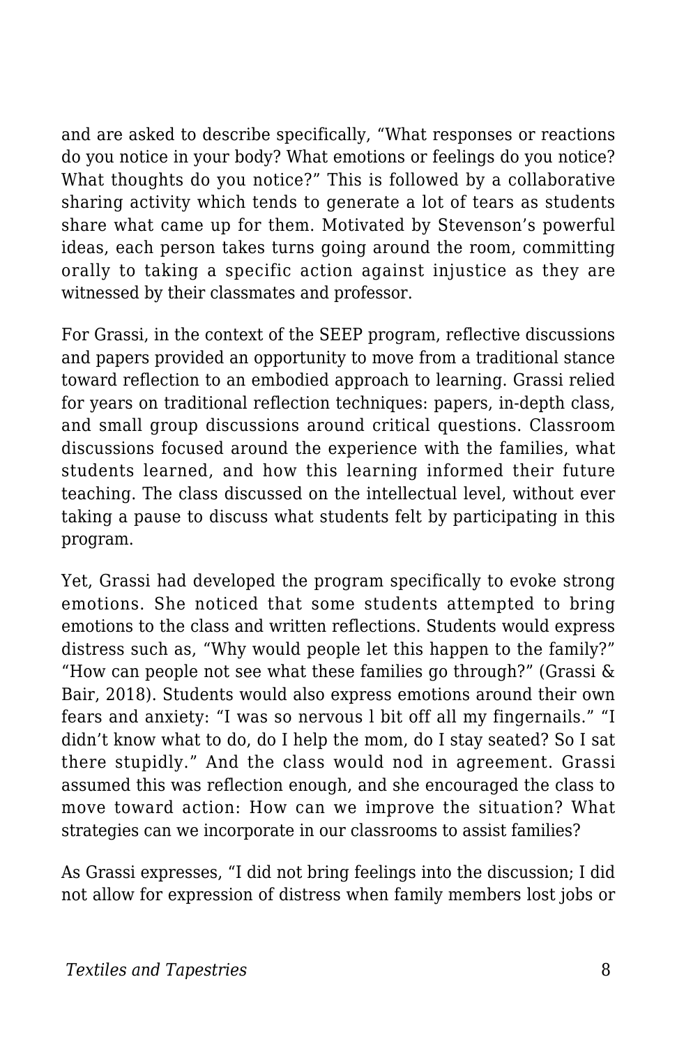and are asked to describe specifically, "What responses or reactions do you notice in your body? What emotions or feelings do you notice? What thoughts do you notice?" This is followed by a collaborative sharing activity which tends to generate a lot of tears as students share what came up for them. Motivated by Stevenson's powerful ideas, each person takes turns going around the room, committing orally to taking a specific action against injustice as they are witnessed by their classmates and professor.

For Grassi, in the context of the SEEP program, reflective discussions and papers provided an opportunity to move from a traditional stance toward reflection to an embodied approach to learning. Grassi relied for years on traditional reflection techniques: papers, in-depth class, and small group discussions around critical questions. Classroom discussions focused around the experience with the families, what students learned, and how this learning informed their future teaching. The class discussed on the intellectual level, without ever taking a pause to discuss what students felt by participating in this program.

Yet, Grassi had developed the program specifically to evoke strong emotions. She noticed that some students attempted to bring emotions to the class and written reflections. Students would express distress such as, "Why would people let this happen to the family?" "How can people not see what these families go through?" (Grassi & Bair, 2018). Students would also express emotions around their own fears and anxiety: "I was so nervous l bit off all my fingernails." "I didn't know what to do, do I help the mom, do I stay seated? So I sat there stupidly." And the class would nod in agreement. Grassi assumed this was reflection enough, and she encouraged the class to move toward action: How can we improve the situation? What strategies can we incorporate in our classrooms to assist families?

As Grassi expresses, "I did not bring feelings into the discussion; I did not allow for expression of distress when family members lost jobs or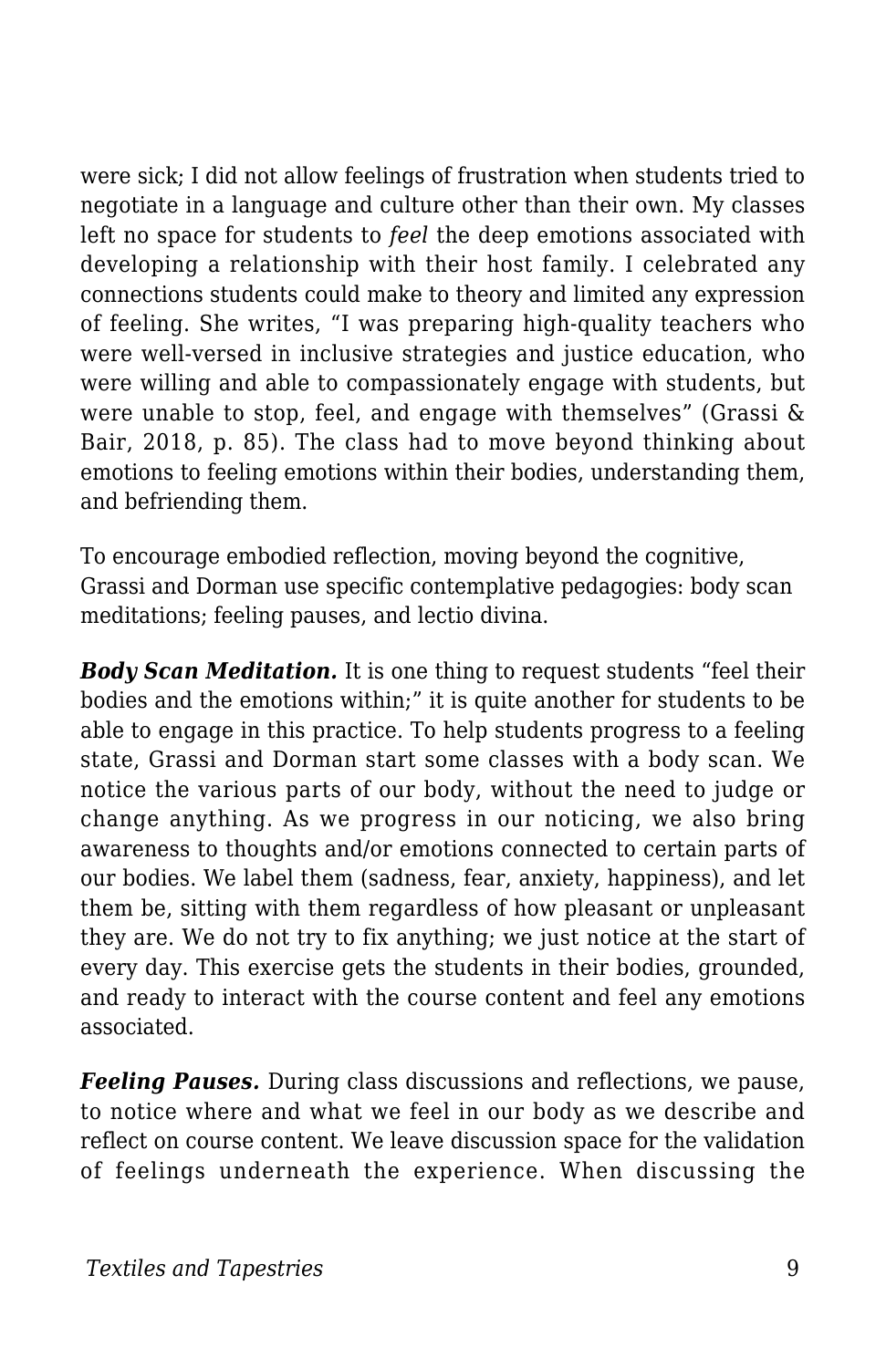were sick; I did not allow feelings of frustration when students tried to negotiate in a language and culture other than their own. My classes left no space for students to *feel* the deep emotions associated with developing a relationship with their host family. I celebrated any connections students could make to theory and limited any expression of feeling. She writes, “I was preparing high-quality teachers who were well-versed in inclusive strategies and justice education, who were willing and able to compassionately engage with students, but were unable to stop, feel, and engage with themselves” (Grassi & Bair, 2018, p. 85). The class had to move beyond thinking about emotions to feeling emotions within their bodies, understanding them, and befriending them.

To encourage embodied reflection, moving beyond the cognitive, Grassi and Dorman use specific contemplative pedagogies: body scan meditations; feeling pauses, and lectio divina.

***Body Scan Meditation.*** It is one thing to request students “feel their bodies and the emotions within;” it is quite another for students to be able to engage in this practice. To help students progress to a feeling state, Grassi and Dorman start some classes with a body scan. We notice the various parts of our body, without the need to judge or change anything. As we progress in our noticing, we also bring awareness to thoughts and/or emotions connected to certain parts of our bodies. We label them (sadness, fear, anxiety, happiness), and let them be, sitting with them regardless of how pleasant or unpleasant they are. We do not try to fix anything; we just notice at the start of every day. This exercise gets the students in their bodies, grounded, and ready to interact with the course content and feel any emotions associated.

***Feeling Pauses.*** During class discussions and reflections, we pause, to notice where and what we feel in our body as we describe and reflect on course content. We leave discussion space for the validation of feelings underneath the experience. When discussing the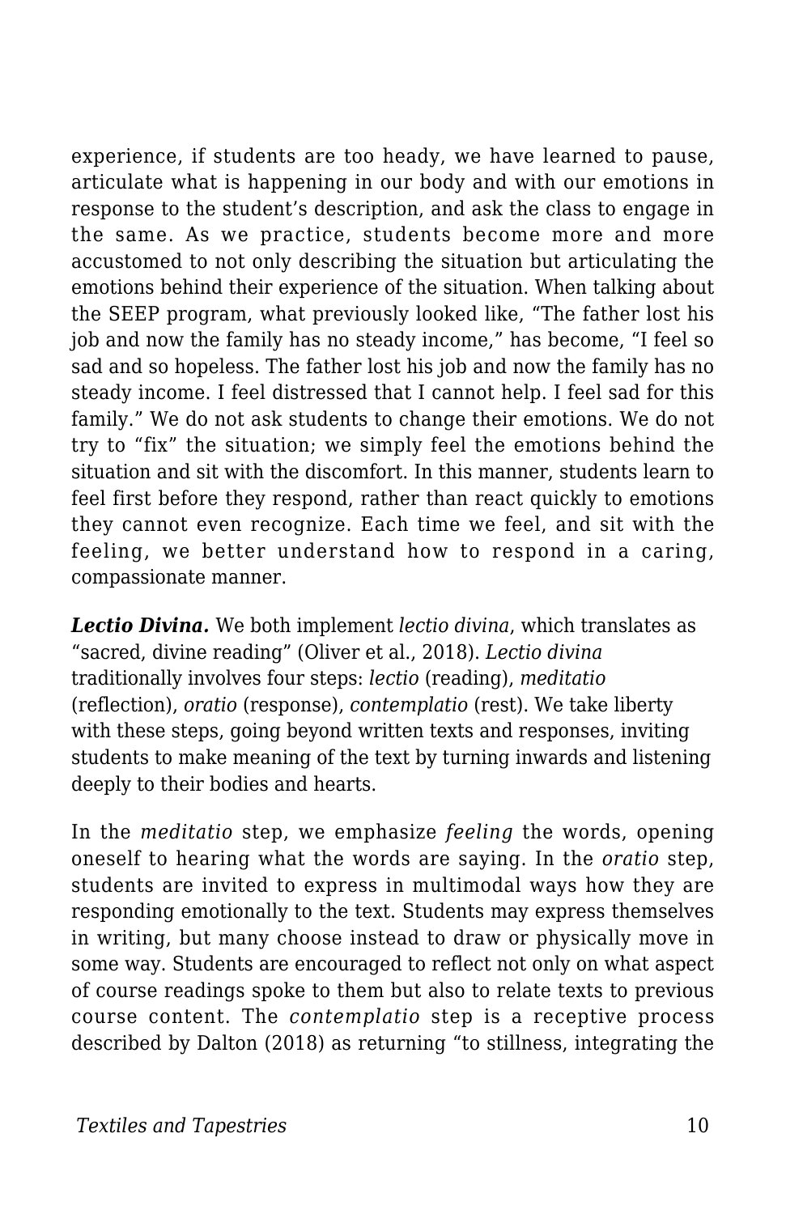experience, if students are too heady, we have learned to pause, articulate what is happening in our body and with our emotions in response to the student's description, and ask the class to engage in the same. As we practice, students become more and more accustomed to not only describing the situation but articulating the emotions behind their experience of the situation. When talking about the SEEP program, what previously looked like, "The father lost his job and now the family has no steady income," has become, "I feel so sad and so hopeless. The father lost his job and now the family has no steady income. I feel distressed that I cannot help. I feel sad for this family." We do not ask students to change their emotions. We do not try to "fix" the situation; we simply feel the emotions behind the situation and sit with the discomfort. In this manner, students learn to feel first before they respond, rather than react quickly to emotions they cannot even recognize. Each time we feel, and sit with the feeling, we better understand how to respond in a caring, compassionate manner.

***Lectio Divina.*** We both implement *lectio divina*, which translates as "sacred, divine reading" (Oliver et al., 2018). *Lectio divina* traditionally involves four steps: *lectio* (reading), *meditatio* (reflection), *oratio* (response), *contemplatio* (rest). We take liberty with these steps, going beyond written texts and responses, inviting students to make meaning of the text by turning inwards and listening deeply to their bodies and hearts.

In the *meditatio* step, we emphasize *feeling* the words, opening oneself to hearing what the words are saying. In the *oratio* step, students are invited to express in multimodal ways how they are responding emotionally to the text. Students may express themselves in writing, but many choose instead to draw or physically move in some way. Students are encouraged to reflect not only on what aspect of course readings spoke to them but also to relate texts to previous course content. The *contemplatio* step is a receptive process described by Dalton (2018) as returning "to stillness, integrating the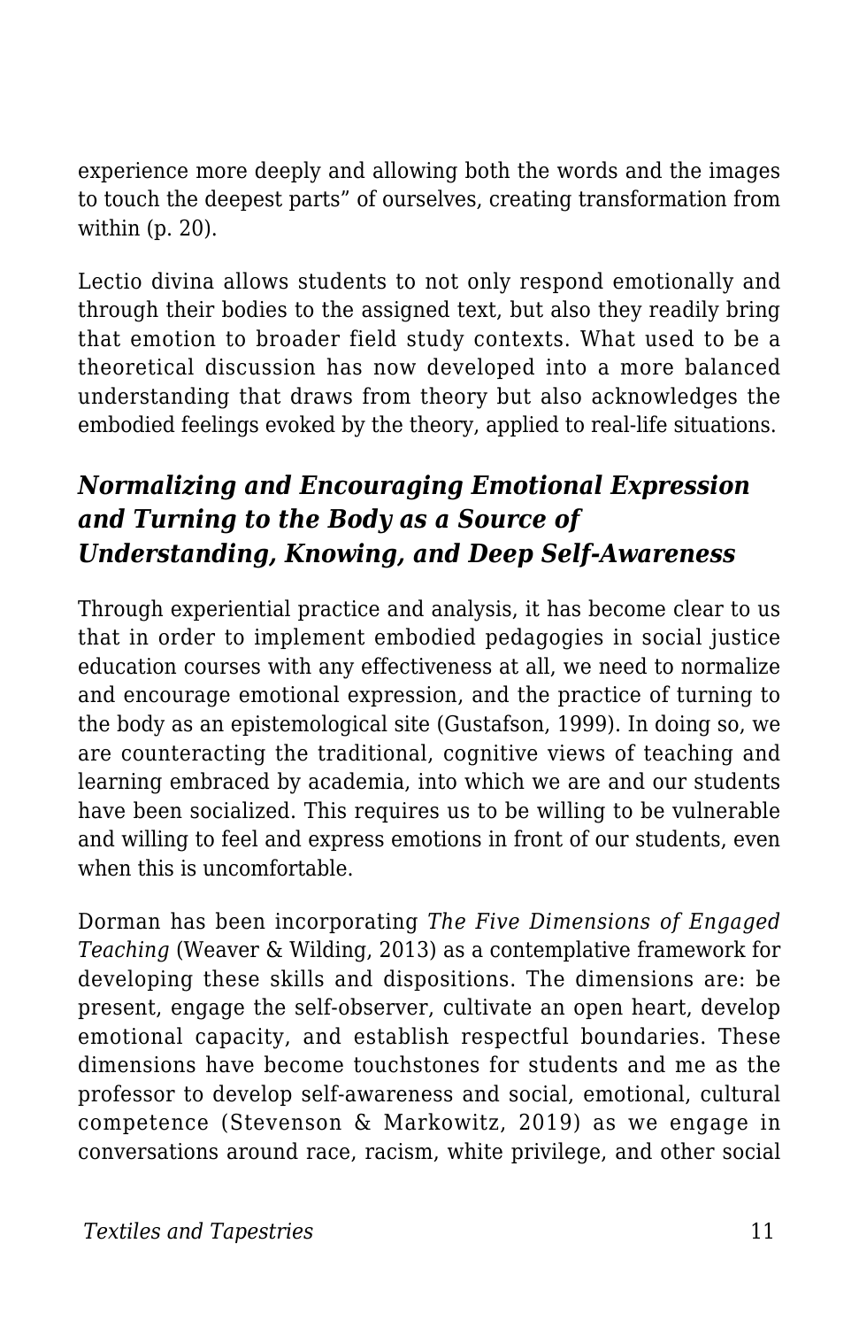experience more deeply and allowing both the words and the images to touch the deepest parts" of ourselves, creating transformation from within (p. 20).

Lectio divina allows students to not only respond emotionally and through their bodies to the assigned text, but also they readily bring that emotion to broader field study contexts. What used to be a theoretical discussion has now developed into a more balanced understanding that draws from theory but also acknowledges the embodied feelings evoked by the theory, applied to real-life situations.

### *Normalizing and Encouraging Emotional Expression and Turning to the Body as a Source of Understanding, Knowing, and Deep Self-Awareness*

Through experiential practice and analysis, it has become clear to us that in order to implement embodied pedagogies in social justice education courses with any effectiveness at all, we need to normalize and encourage emotional expression, and the practice of turning to the body as an epistemological site (Gustafson, 1999). In doing so, we are counteracting the traditional, cognitive views of teaching and learning embraced by academia, into which we are and our students have been socialized. This requires us to be willing to be vulnerable and willing to feel and express emotions in front of our students, even when this is uncomfortable.

Dorman has been incorporating *The Five Dimensions of Engaged Teaching* (Weaver & Wilding, 2013) as a contemplative framework for developing these skills and dispositions. The dimensions are: be present, engage the self-observer, cultivate an open heart, develop emotional capacity, and establish respectful boundaries. These dimensions have become touchstones for students and me as the professor to develop self-awareness and social, emotional, cultural competence (Stevenson & Markowitz, 2019) as we engage in conversations around race, racism, white privilege, and other social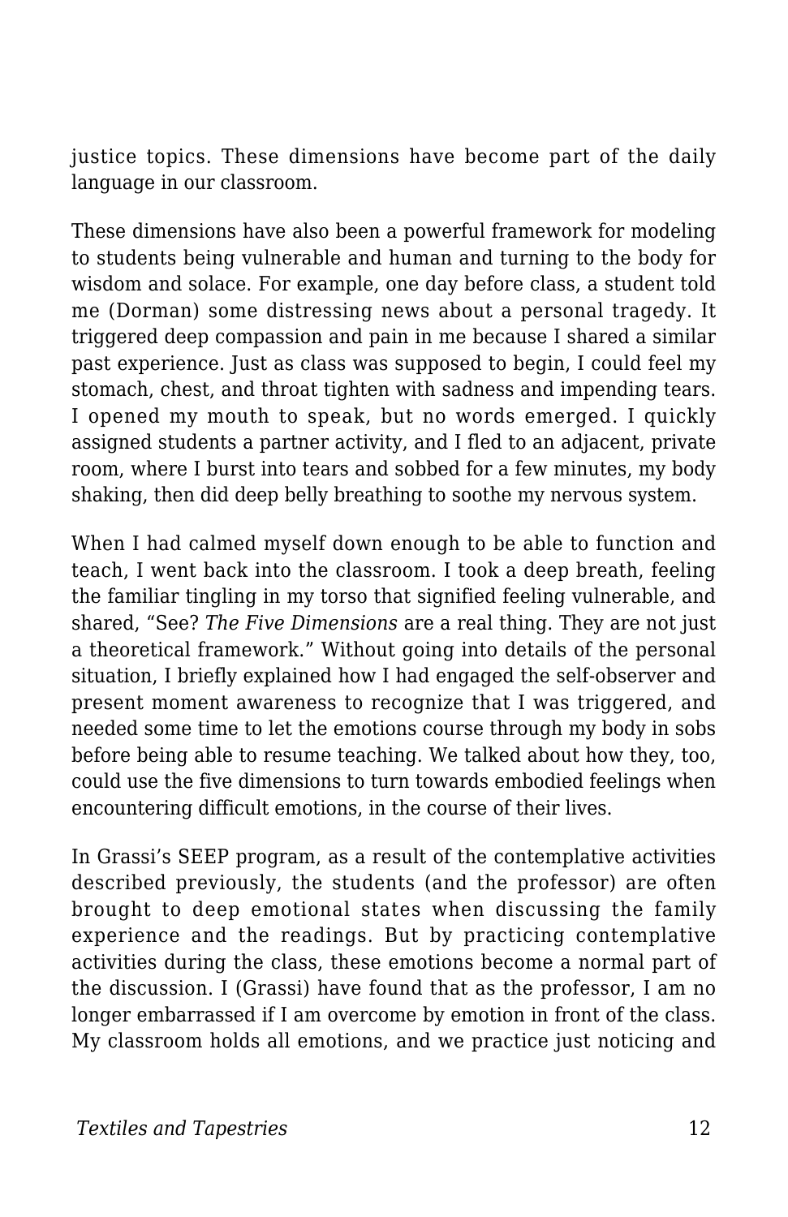justice topics. These dimensions have become part of the daily language in our classroom.

These dimensions have also been a powerful framework for modeling to students being vulnerable and human and turning to the body for wisdom and solace. For example, one day before class, a student told me (Dorman) some distressing news about a personal tragedy. It triggered deep compassion and pain in me because I shared a similar past experience. Just as class was supposed to begin, I could feel my stomach, chest, and throat tighten with sadness and impending tears. I opened my mouth to speak, but no words emerged. I quickly assigned students a partner activity, and I fled to an adjacent, private room, where I burst into tears and sobbed for a few minutes, my body shaking, then did deep belly breathing to soothe my nervous system.

When I had calmed myself down enough to be able to function and teach, I went back into the classroom. I took a deep breath, feeling the familiar tingling in my torso that signified feeling vulnerable, and shared, "See? *The Five Dimensions* are a real thing. They are not just a theoretical framework." Without going into details of the personal situation, I briefly explained how I had engaged the self-observer and present moment awareness to recognize that I was triggered, and needed some time to let the emotions course through my body in sobs before being able to resume teaching. We talked about how they, too, could use the five dimensions to turn towards embodied feelings when encountering difficult emotions, in the course of their lives.

In Grassi's SEEP program, as a result of the contemplative activities described previously, the students (and the professor) are often brought to deep emotional states when discussing the family experience and the readings. But by practicing contemplative activities during the class, these emotions become a normal part of the discussion. I (Grassi) have found that as the professor, I am no longer embarrassed if I am overcome by emotion in front of the class. My classroom holds all emotions, and we practice just noticing and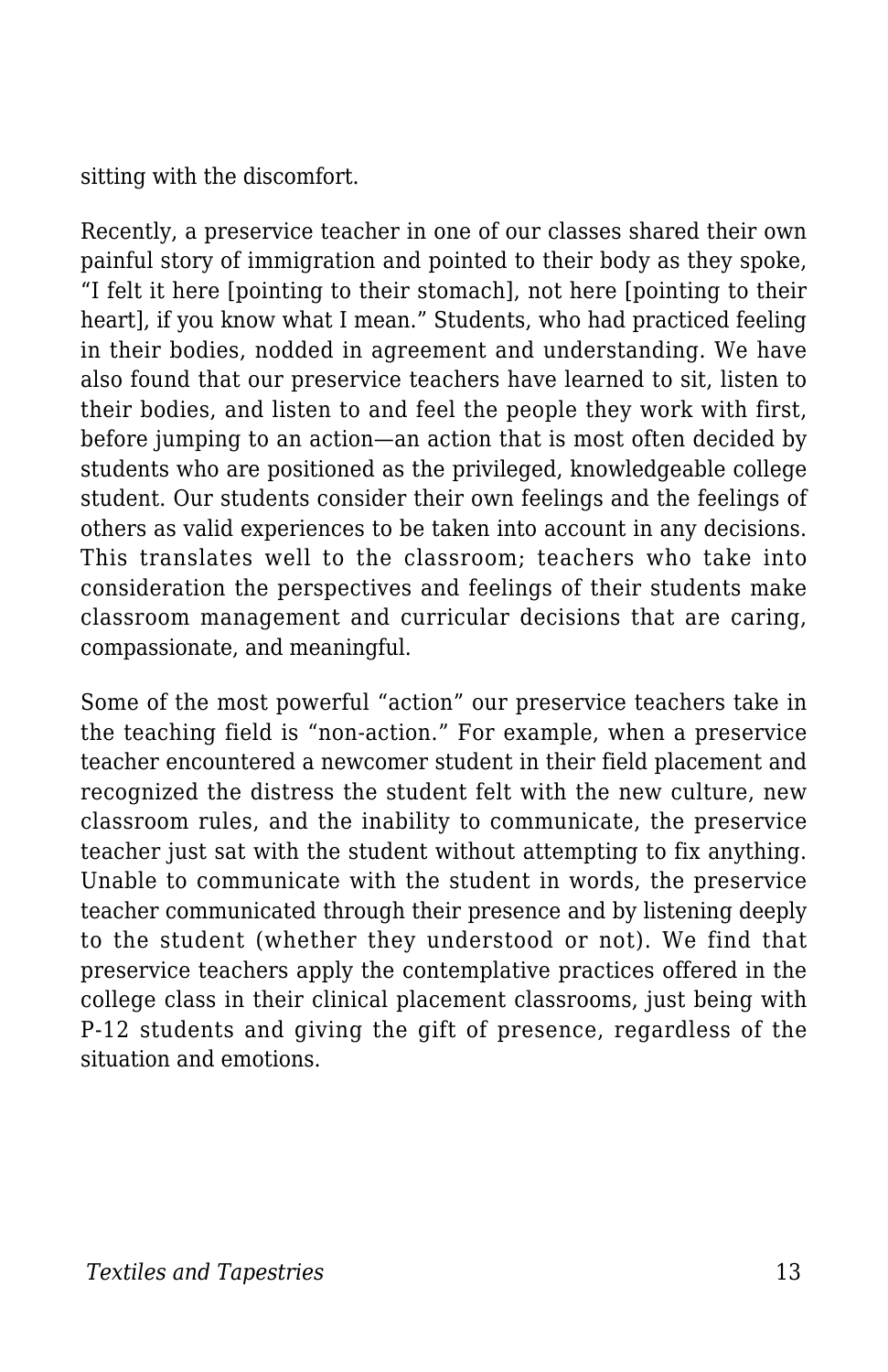sitting with the discomfort.

Recently, a preservice teacher in one of our classes shared their own painful story of immigration and pointed to their body as they spoke, "I felt it here [pointing to their stomach], not here [pointing to their heart], if you know what I mean." Students, who had practiced feeling in their bodies, nodded in agreement and understanding. We have also found that our preservice teachers have learned to sit, listen to their bodies, and listen to and feel the people they work with first, before jumping to an action—an action that is most often decided by students who are positioned as the privileged, knowledgeable college student. Our students consider their own feelings and the feelings of others as valid experiences to be taken into account in any decisions. This translates well to the classroom; teachers who take into consideration the perspectives and feelings of their students make classroom management and curricular decisions that are caring, compassionate, and meaningful.

Some of the most powerful "action" our preservice teachers take in the teaching field is "non-action." For example, when a preservice teacher encountered a newcomer student in their field placement and recognized the distress the student felt with the new culture, new classroom rules, and the inability to communicate, the preservice teacher just sat with the student without attempting to fix anything. Unable to communicate with the student in words, the preservice teacher communicated through their presence and by listening deeply to the student (whether they understood or not). We find that preservice teachers apply the contemplative practices offered in the college class in their clinical placement classrooms, just being with P-12 students and giving the gift of presence, regardless of the situation and emotions.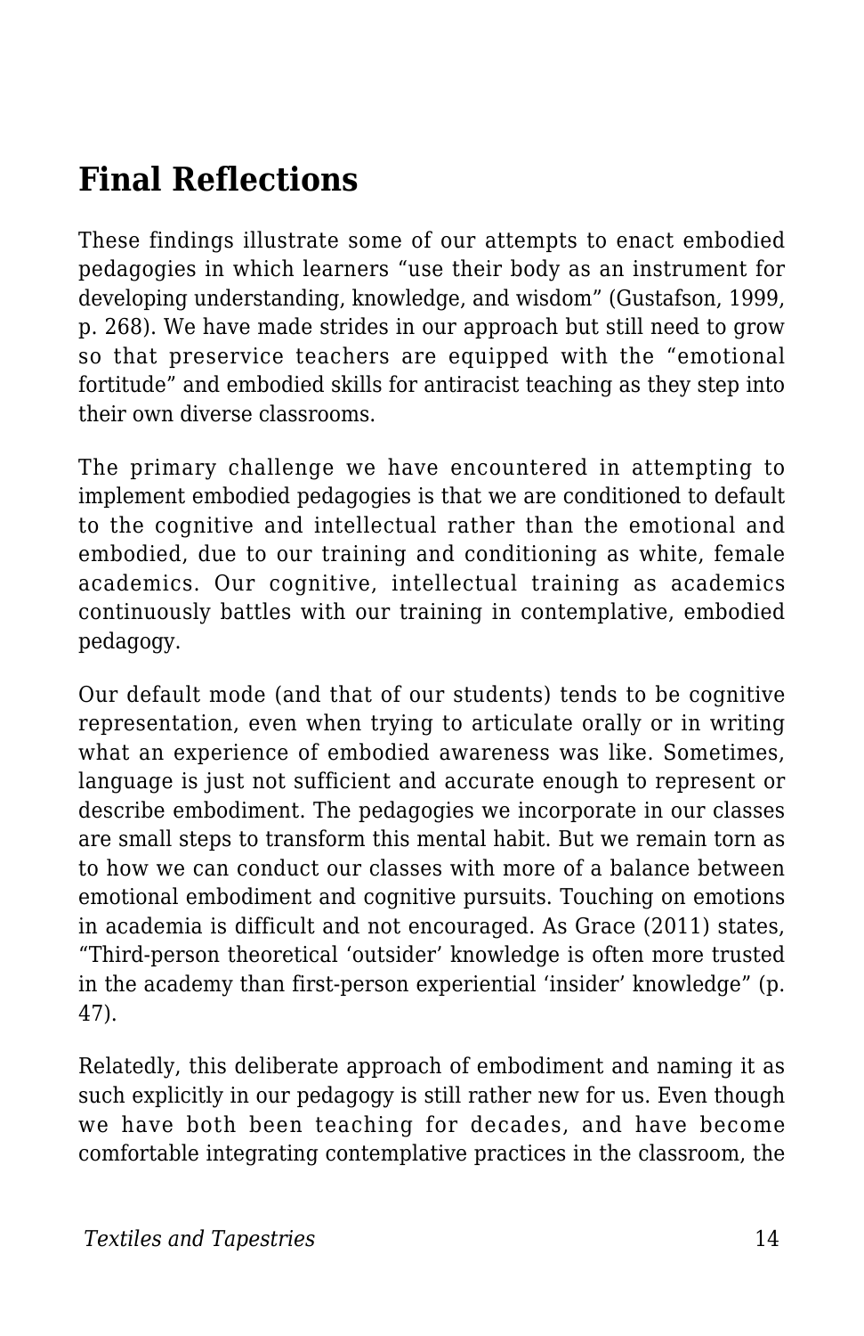## Final Reflections

These findings illustrate some of our attempts to enact embodied pedagogies in which learners "use their body as an instrument for developing understanding, knowledge, and wisdom" (Gustafson, 1999, p. 268). We have made strides in our approach but still need to grow so that preservice teachers are equipped with the "emotional fortitude" and embodied skills for antiracist teaching as they step into their own diverse classrooms.

The primary challenge we have encountered in attempting to implement embodied pedagogies is that we are conditioned to default to the cognitive and intellectual rather than the emotional and embodied, due to our training and conditioning as white, female academics. Our cognitive, intellectual training as academics continuously battles with our training in contemplative, embodied pedagogy.

Our default mode (and that of our students) tends to be cognitive representation, even when trying to articulate orally or in writing what an experience of embodied awareness was like. Sometimes, language is just not sufficient and accurate enough to represent or describe embodiment. The pedagogies we incorporate in our classes are small steps to transform this mental habit. But we remain torn as to how we can conduct our classes with more of a balance between emotional embodiment and cognitive pursuits. Touching on emotions in academia is difficult and not encouraged. As Grace (2011) states, "Third-person theoretical 'outsider' knowledge is often more trusted in the academy than first-person experiential 'insider' knowledge" (p. 47).

Relatedly, this deliberate approach of embodiment and naming it as such explicitly in our pedagogy is still rather new for us. Even though we have both been teaching for decades, and have become comfortable integrating contemplative practices in the classroom, the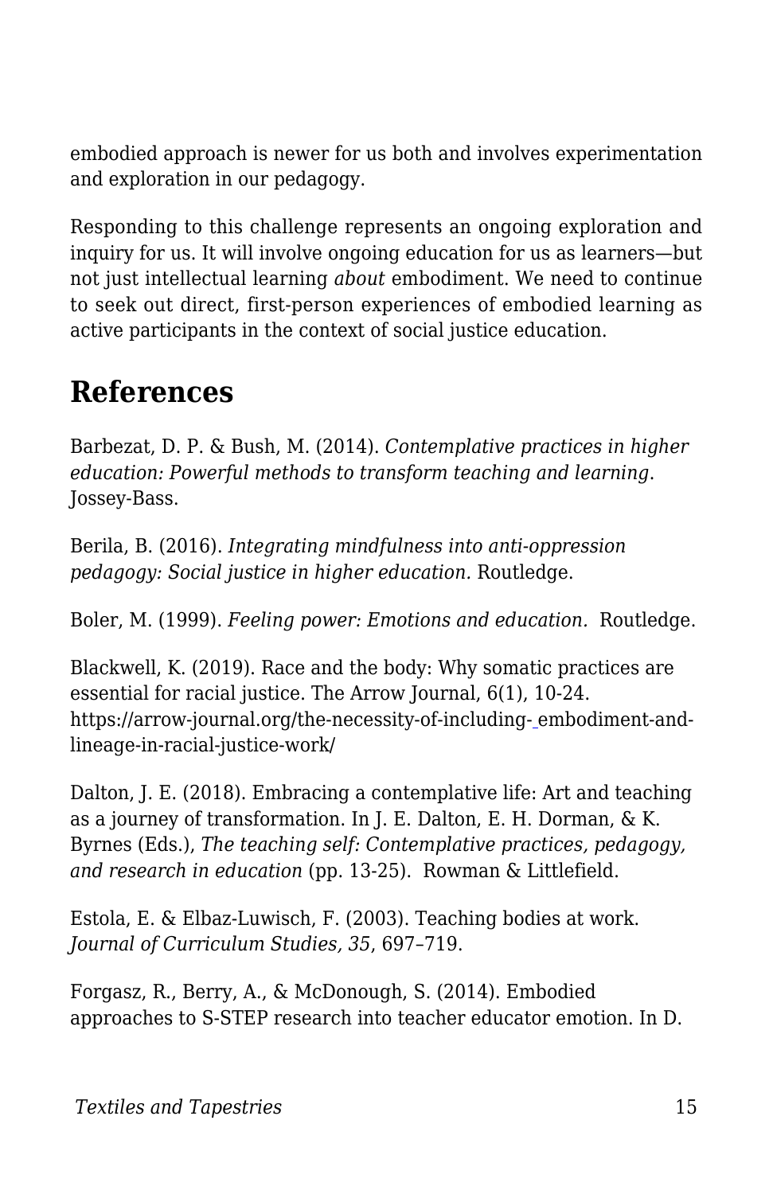embodied approach is newer for us both and involves experimentation and exploration in our pedagogy.

Responding to this challenge represents an ongoing exploration and inquiry for us. It will involve ongoing education for us as learners—but not just intellectual learning *about* embodiment. We need to continue to seek out direct, first-person experiences of embodied learning as active participants in the context of social justice education.

## References

Barbezat, D. P. & Bush, M. (2014). *Contemplative practices in higher education: Powerful methods to transform teaching and learning*. Jossey-Bass.

Berila, B. (2016). *Integrating mindfulness into anti-oppression pedagogy: Social justice in higher education.* Routledge.

Boler, M. (1999). *Feeling power: Emotions and education.* Routledge.

Blackwell, K. (2019). Race and the body: Why somatic practices are essential for racial justice. The Arrow Journal, 6(1), 10-24. https://arrow-journal.org/the-necessity-of-including- embodiment-and-lineage-in-racial-justice-work/

Dalton, J. E. (2018). Embracing a contemplative life: Art and teaching as a journey of transformation. In J. E. Dalton, E. H. Dorman, & K. Byrnes (Eds.), *The teaching self: Contemplative practices, pedagogy, and research in education* (pp. 13-25). Rowman & Littlefield.

Estola, E. & Elbaz-Luwisch, F. (2003). Teaching bodies at work. *Journal of Curriculum Studies, 35*, 697–719.

Forgasz, R., Berry, A., & McDonough, S. (2014). Embodied approaches to S-STEP research into teacher educator emotion. In D.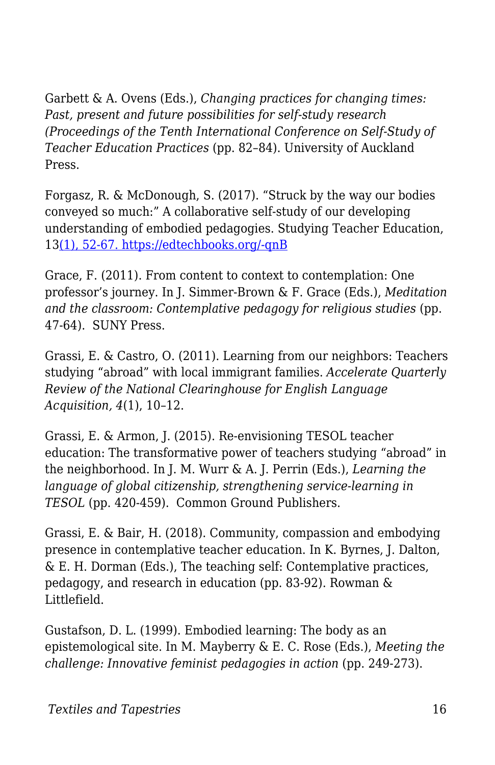Garbett & A. Ovens (Eds.), *Changing practices for changing times: Past, present and future possibilities for self-study research (Proceedings of the Tenth International Conference on Self-Study of Teacher Education Practices* (pp. 82–84). University of Auckland Press.

Forgasz, R. & McDonough, S. (2017). "Struck by the way our bodies conveyed so much:" A collaborative self-study of our developing understanding of embodied pedagogies. Studying Teacher Education, 13[(1), 52-67. https://edtechbooks.org/-qnB](https://edtechbooks.org/-qnB)

Grace, F. (2011). From content to context to contemplation: One professor's journey. In J. Simmer-Brown & F. Grace (Eds.), *Meditation and the classroom: Contemplative pedagogy for religious studies* (pp. 47-64). SUNY Press.

Grassi, E. & Castro, O. (2011). Learning from our neighbors: Teachers studying "abroad" with local immigrant families. *Accelerate Quarterly Review of the National Clearinghouse for English Language Acquisition, 4*(1), 10–12.

Grassi, E. & Armon, J. (2015). Re-envisioning TESOL teacher education: The transformative power of teachers studying "abroad" in the neighborhood. In J. M. Wurr & A. J. Perrin (Eds.), *Learning the language of global citizenship, strengthening service-learning in TESOL* (pp. 420-459). Common Ground Publishers.

Grassi, E. & Bair, H. (2018). Community, compassion and embodying presence in contemplative teacher education. In K. Byrnes, J. Dalton, & E. H. Dorman (Eds.), The teaching self: Contemplative practices, pedagogy, and research in education (pp. 83-92). Rowman & Littlefield.

Gustafson, D. L. (1999). Embodied learning: The body as an epistemological site. In M. Mayberry & E. C. Rose (Eds.), *Meeting the challenge: Innovative feminist pedagogies in action* (pp. 249-273).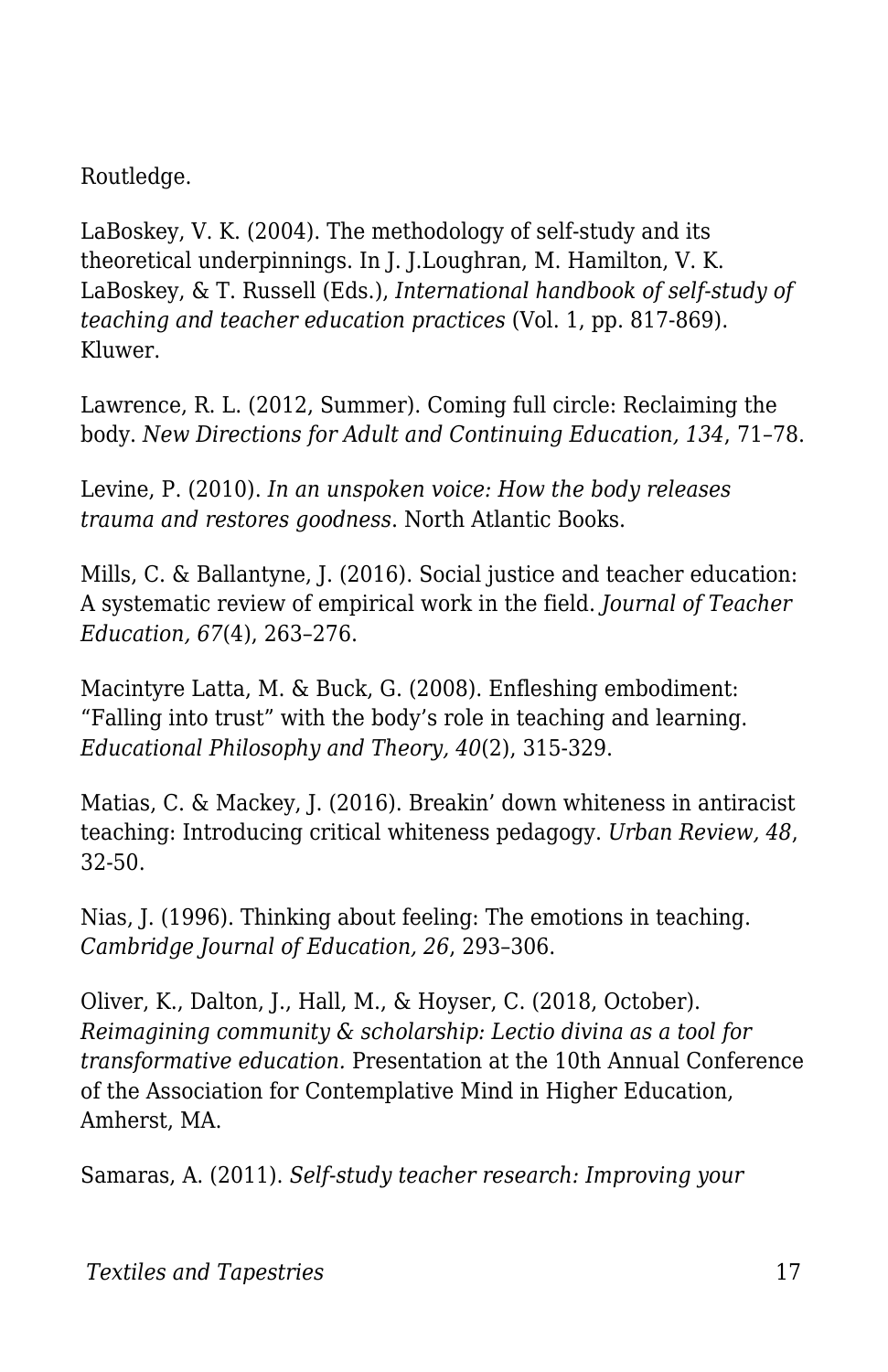Routledge.

LaBoskey, V. K. (2004). The methodology of self-study and its theoretical underpinnings. In J. J.Loughran, M. Hamilton, V. K. LaBoskey, & T. Russell (Eds.), *International handbook of self-study of teaching and teacher education practices* (Vol. 1, pp. 817-869). Kluwer.

Lawrence, R. L. (2012, Summer). Coming full circle: Reclaiming the body. *New Directions for Adult and Continuing Education, 134*, 71–78.

Levine, P. (2010). *In an unspoken voice: How the body releases trauma and restores goodness*. North Atlantic Books.

Mills, C. & Ballantyne, J. (2016). Social justice and teacher education: A systematic review of empirical work in the field. *Journal of Teacher Education, 67*(4), 263–276.

Macintyre Latta, M. & Buck, G. (2008). Enfleshing embodiment: "Falling into trust" with the body's role in teaching and learning. *Educational Philosophy and Theory, 40*(2), 315-329.

Matias, C. & Mackey, J. (2016). Breakin' down whiteness in antiracist teaching: Introducing critical whiteness pedagogy. *Urban Review, 48*, 32-50.

Nias, J. (1996). Thinking about feeling: The emotions in teaching. *Cambridge Journal of Education, 26*, 293–306.

Oliver, K., Dalton, J., Hall, M., & Hoyser, C. (2018, October). *Reimagining community & scholarship: Lectio divina as a tool for transformative education.* Presentation at the 10th Annual Conference of the Association for Contemplative Mind in Higher Education, Amherst, MA.

Samaras, A. (2011). *Self-study teacher research: Improving your*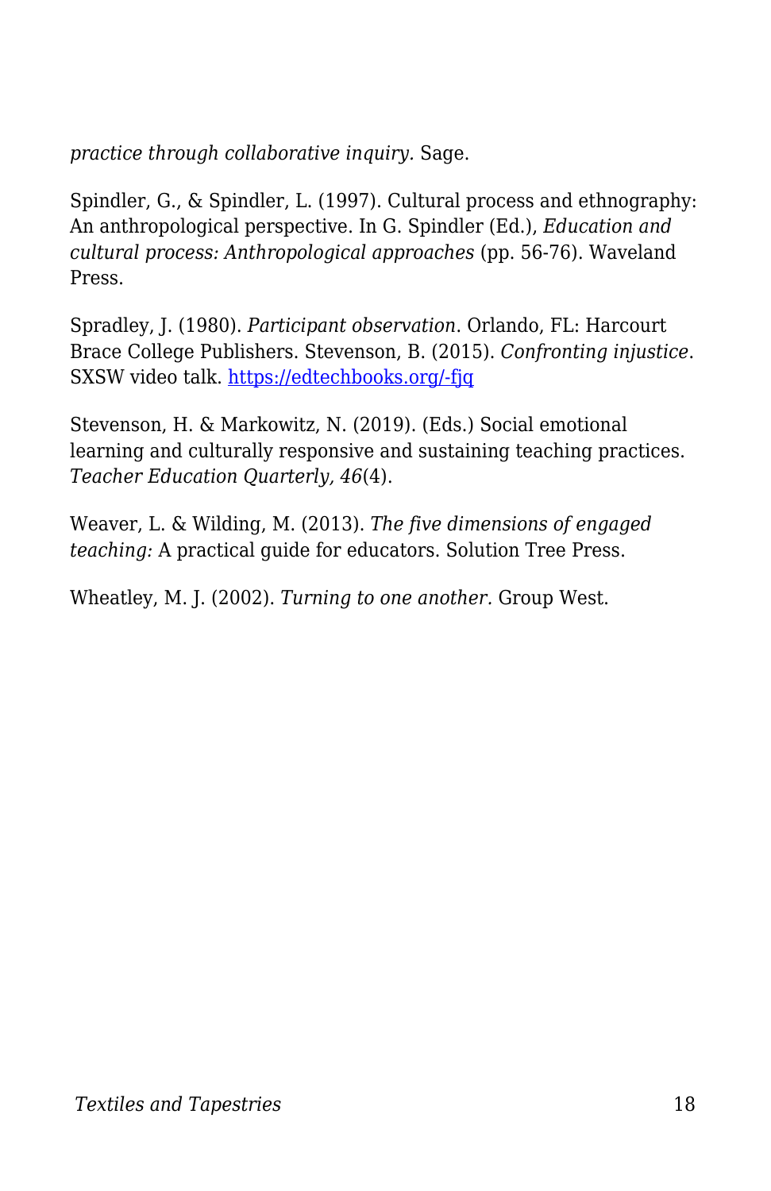*practice through collaborative inquiry.* Sage.

Spindler, G., & Spindler, L. (1997). Cultural process and ethnography: An anthropological perspective. In G. Spindler (Ed.), *Education and cultural process: Anthropological approaches* (pp. 56-76). Waveland Press.

Spradley, J. (1980). *Participant observation*. Orlando, FL: Harcourt Brace College Publishers. Stevenson, B. (2015). *Confronting injustice*. SXSW video talk. [https://edtechbooks.org/-fjq](https://edtechbooks.org/-fjq)

Stevenson, H. & Markowitz, N. (2019). (Eds.) Social emotional learning and culturally responsive and sustaining teaching practices. *Teacher Education Quarterly, 46*(4).

Weaver, L. & Wilding, M. (2013). *The five dimensions of engaged teaching:* A practical guide for educators. Solution Tree Press.

Wheatley, M. J. (2002). *Turning to one another.* Group West.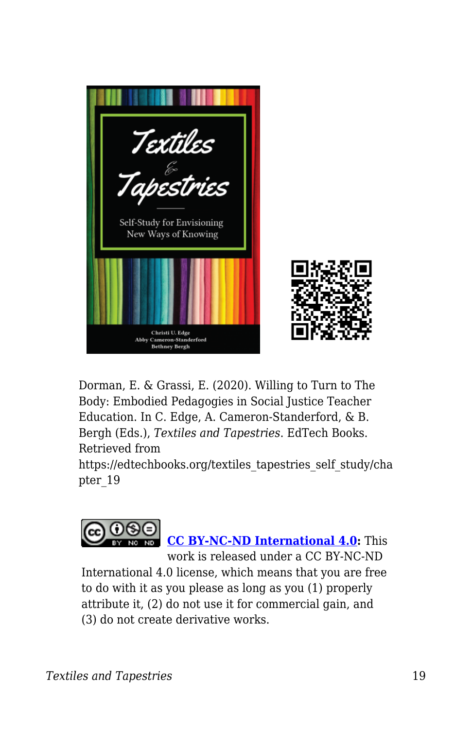Dorman, E. & Grassi, E. (2020). Willing to Turn to The Body: Embodied Pedagogies in Social Justice Teacher Education. In C. Edge, A. Cameron-Standerford, & B. Bergh (Eds.), *Textiles and Tapestries*. EdTech Books. Retrieved from https://edtechbooks.org/textiles_tapestries_self_study/chapter_19

**CC BY-NC-ND International 4.0:** This work is released under a CC BY-NC-ND International 4.0 license, which means that you are free to do with it as you please as long as you (1) properly attribute it, (2) do not use it for commercial gain, and (3) do not create derivative works.